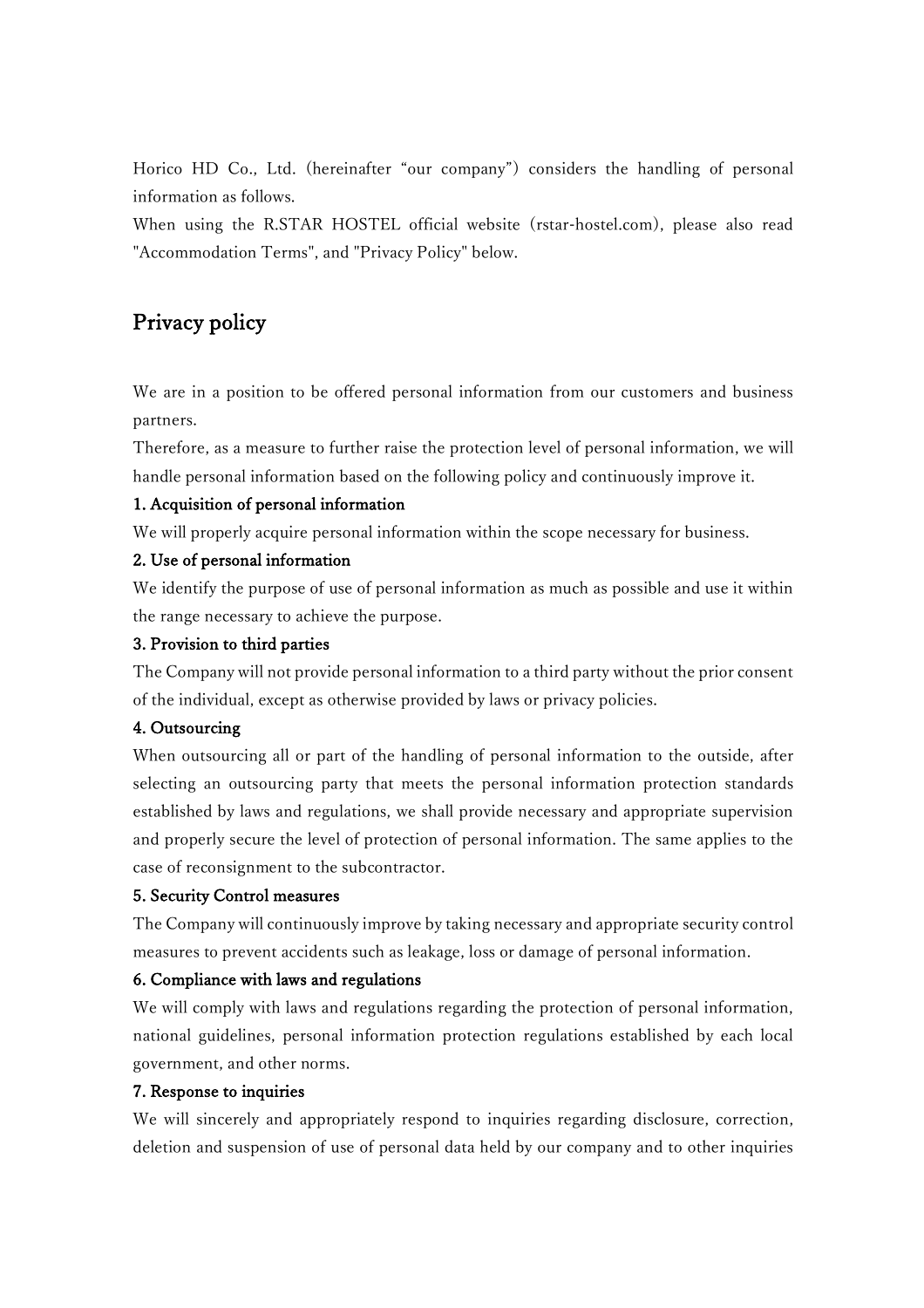Horico HD Co., Ltd. (hereinafter "our company") considers the handling of personal information as follows.
When using the R.STAR HOSTEL official website (rstar-hostel.com), please also read "Accommodation Terms", and "Privacy Policy" below.

## Privacy policy

We are in a position to be offered personal information from our customers and business partners.
Therefore, as a measure to further raise the protection level of personal information, we will handle personal information based on the following policy and continuously improve it.

**1. Acquisition of personal information**

We will properly acquire personal information within the scope necessary for business.

**2. Use of personal information**

We identify the purpose of use of personal information as much as possible and use it within the range necessary to achieve the purpose.

**3. Provision to third parties**

The Company will not provide personal information to a third party without the prior consent of the individual, except as otherwise provided by laws or privacy policies.

**4. Outsourcing**

When outsourcing all or part of the handling of personal information to the outside, after selecting an outsourcing party that meets the personal information protection standards established by laws and regulations, we shall provide necessary and appropriate supervision and properly secure the level of protection of personal information. The same applies to the case of reconsignment to the subcontractor.

**5. Security Control measures**

The Company will continuously improve by taking necessary and appropriate security control measures to prevent accidents such as leakage, loss or damage of personal information.

**6. Compliance with laws and regulations**

We will comply with laws and regulations regarding the protection of personal information, national guidelines, personal information protection regulations established by each local government, and other norms.

**7. Response to inquiries**

We will sincerely and appropriately respond to inquiries regarding disclosure, correction, deletion and suspension of use of personal data held by our company and to other inquiries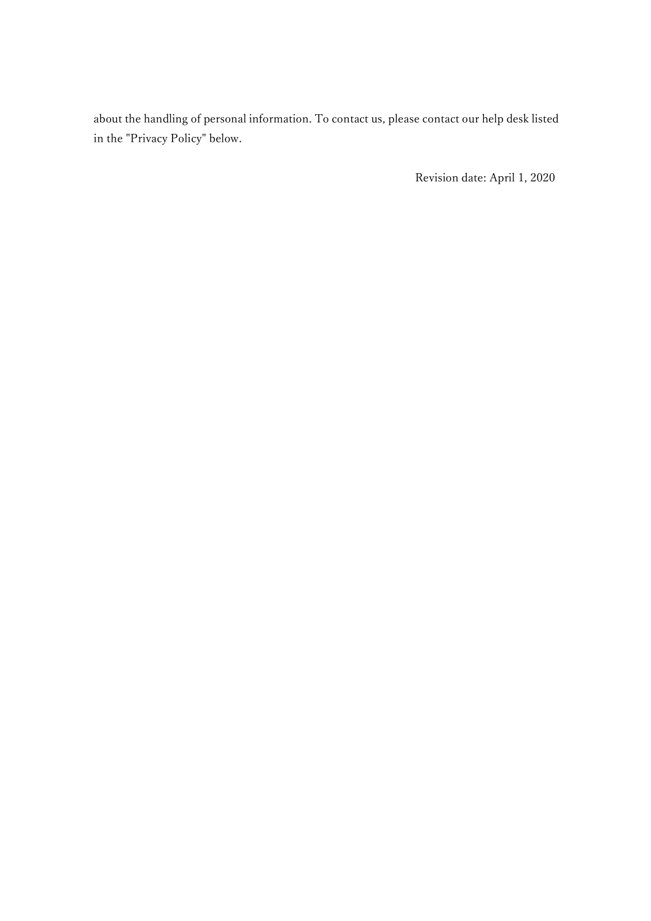about the handling of personal information. To contact us, please contact our help desk listed in the "Privacy Policy" below.

Revision date: April 1, 2020